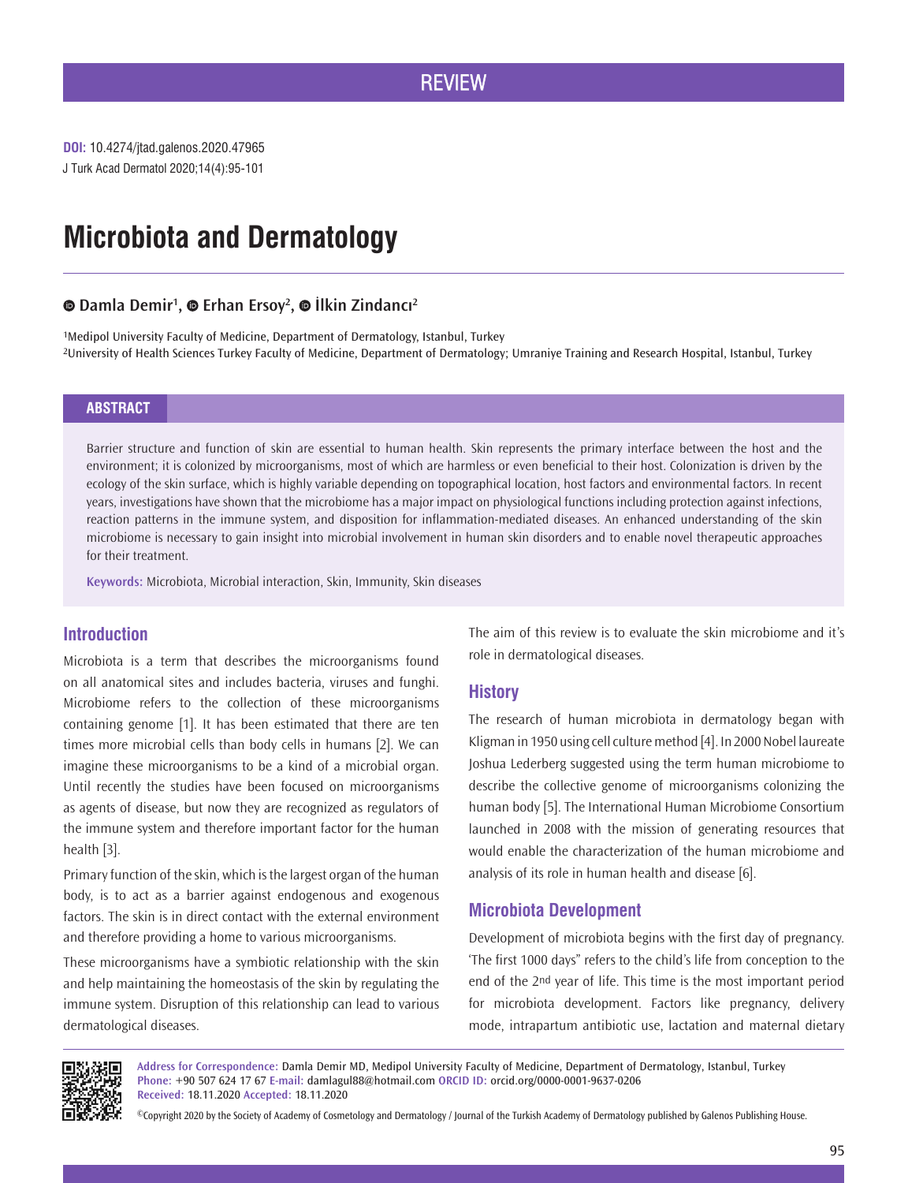REVIEW

**DOI:** 10.4274/jtad.galenos.2020.47965

# Microbiota and Dermatology

**Damla Demir[1], Erhan Ersoy[2], İlkin Zindancı[2]**

[1]Medipol University Faculty of Medicine, Department of Dermatology, Istanbul, Turkey
[2]University of Health Sciences Turkey Faculty of Medicine, Department of Dermatology; Umraniye Training and Research Hospital, Istanbul, Turkey

## ABSTRACT

Barrier structure and function of skin are essential to human health. Skin represents the primary interface between the host and the environment; it is colonized by microorganisms, most of which are harmless or even beneficial to their host. Colonization is driven by the ecology of the skin surface, which is highly variable depending on topographical location, host factors and environmental factors. In recent years, investigations have shown that the microbiome has a major impact on physiological functions including protection against infections, reaction patterns in the immune system, and disposition for inflammation-mediated diseases. An enhanced understanding of the skin microbiome is necessary to gain insight into microbial involvement in human skin disorders and to enable novel therapeutic approaches for their treatment.

**Keywords:** Microbiota, Microbial interaction, Skin, Immunity, Skin diseases

## Introduction

Microbiota is a term that describes the microorganisms found on all anatomical sites and includes bacteria, viruses and funghi. Microbiome refers to the collection of these microorganisms containing genome [1]. It has been estimated that there are ten times more microbial cells than body cells in humans [2]. We can imagine these microorganisms to be a kind of a microbial organ. Until recently the studies have been focused on microorganisms as agents of disease, but now they are recognized as regulators of the immune system and therefore important factor for the human health [3].

Primary function of the skin, which is the largest organ of the human body, is to act as a barrier against endogenous and exogenous factors. The skin is in direct contact with the external environment and therefore providing a home to various microorganisms.

These microorganisms have a symbiotic relationship with the skin and help maintaining the homeostasis of the skin by regulating the immune system. Disruption of this relationship can lead to various dermatological diseases.

The aim of this review is to evaluate the skin microbiome and it's role in dermatological diseases.

## History

The research of human microbiota in dermatology began with Kligman in 1950 using cell culture method [4]. In 2000 Nobel laureate Joshua Lederberg suggested using the term human microbiome to describe the collective genome of microorganisms colonizing the human body [5]. The International Human Microbiome Consortium launched in 2008 with the mission of generating resources that would enable the characterization of the human microbiome and analysis of its role in human health and disease [6].

## Microbiota Development

Development of microbiota begins with the first day of pregnancy. 'The first 1000 days" refers to the child's life from conception to the end of the 2nd year of life. This time is the most important period for microbiota development. Factors like pregnancy, delivery mode, intrapartum antibiotic use, lactation and maternal dietary

**Address for Correspondence:** Damla Demir MD, Medipol University Faculty of Medicine, Department of Dermatology, Istanbul, Turkey
**Phone:** +90 507 624 17 67 **E-mail:** damlagul88@hotmail.com **ORCID ID:** orcid.org/0000-0001-9637-0206
**Received:** 18.11.2020 **Accepted:** 18.11.2020

©Copyright 2020 by the Society of Academy of Cosmetology and Dermatology / Journal of the Turkish Academy of Dermatology published by Galenos Publishing House.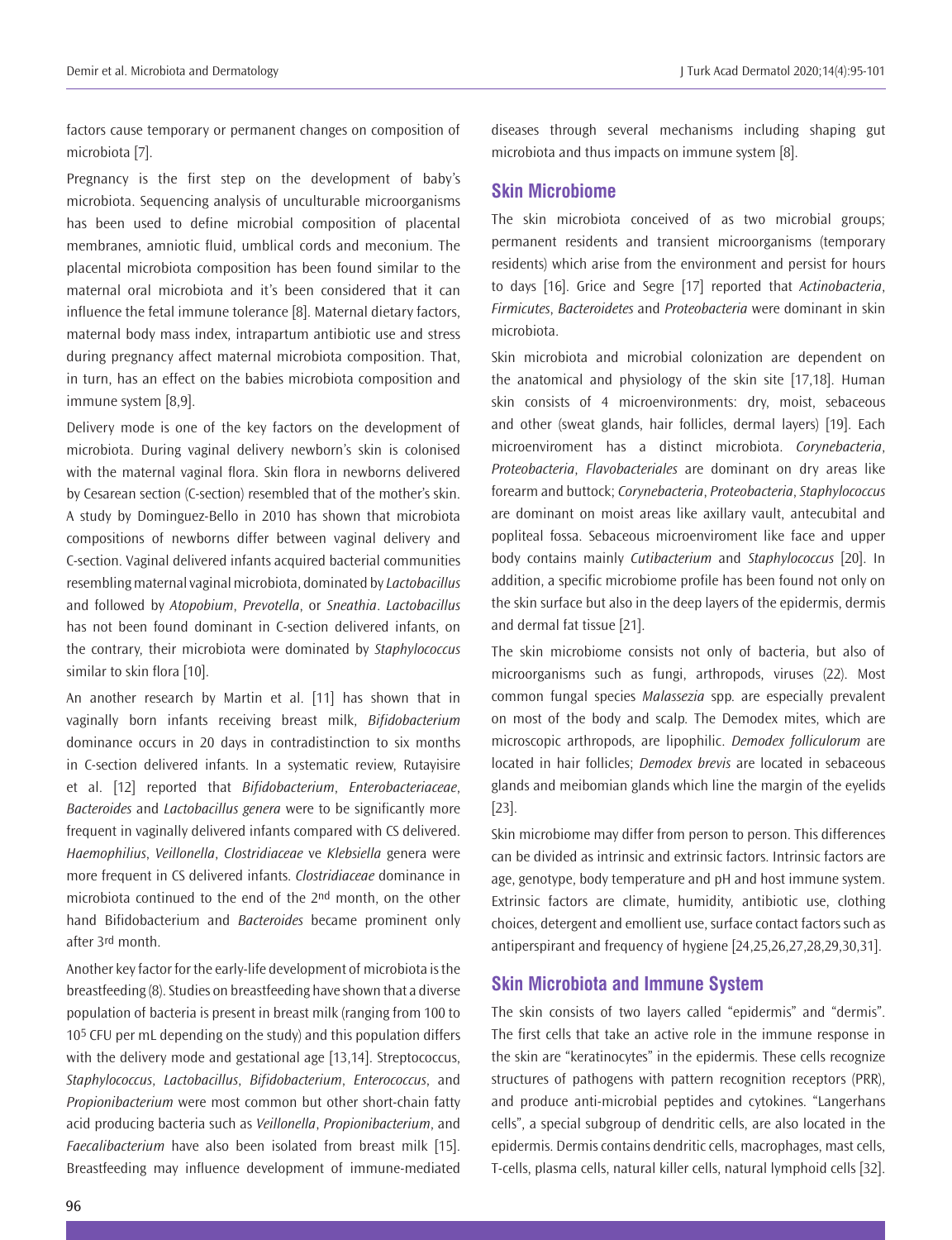factors cause temporary or permanent changes on composition of microbiota [7].

Pregnancy is the first step on the development of baby's microbiota. Sequencing analysis of unculturable microorganisms has been used to define microbial composition of placental membranes, amniotic fluid, umblical cords and meconium. The placental microbiota composition has been found similar to the maternal oral microbiota and it's been considered that it can influence the fetal immune tolerance [8]. Maternal dietary factors, maternal body mass index, intrapartum antibiotic use and stress during pregnancy affect maternal microbiota composition. That, in turn, has an effect on the babies microbiota composition and immune system [8,9].

Delivery mode is one of the key factors on the development of microbiota. During vaginal delivery newborn's skin is colonised with the maternal vaginal flora. Skin flora in newborns delivered by Cesarean section (C-section) resembled that of the mother's skin. A study by Dominguez-Bello in 2010 has shown that microbiota compositions of newborns differ between vaginal delivery and C-section. Vaginal delivered infants acquired bacterial communities resembling maternal vaginal microbiota, dominated by *Lactobacillus* and followed by *Atopobium*, *Prevotella*, or *Sneathia*. *Lactobacillus* has not been found dominant in C-section delivered infants, on the contrary, their microbiota were dominated by *Staphylococcus* similar to skin flora [10].

An another research by Martin et al. [11] has shown that in vaginally born infants receiving breast milk, *Bifidobacterium* dominance occurs in 20 days in contradistinction to six months in C-section delivered infants. In a systematic review, Rutayisire et al. [12] reported that *Bifidobacterium*, *Enterobacteriaceae*, *Bacteroides* and *Lactobacillus genera* were to be significantly more frequent in vaginally delivered infants compared with CS delivered. *Haemophilius*, *Veillonella*, *Clostridiaceae* ve *Klebsiella* genera were more frequent in CS delivered infants. *Clostridiaceae* dominance in microbiota continued to the end of the 2nd month, on the other hand Bifidobacterium and *Bacteroides* became prominent only after 3rd month.

Another key factor for the early-life development of microbiota is the breastfeeding (8). Studies on breastfeeding have shown that a diverse population of bacteria is present in breast milk (ranging from 100 to $10^5$ CFU per mL depending on the study) and this population differs with the delivery mode and gestational age [13,14]. Streptococcus, *Staphylococcus*, *Lactobacillus*, *Bifidobacterium*, *Enterococcus*, and *Propionibacterium* were most common but other short-chain fatty acid producing bacteria such as *Veillonella*, *Propionibacterium*, and *Faecalibacterium* have also been isolated from breast milk [15]. Breastfeeding may influence development of immune-mediated diseases through several mechanisms including shaping gut microbiota and thus impacts on immune system [8].

## Skin Microbiome

The skin microbiota conceived of as two microbial groups; permanent residents and transient microorganisms (temporary residents) which arise from the environment and persist for hours to days [16]. Grice and Segre [17] reported that *Actinobacteria*, *Firmicutes*, *Bacteroidetes* and *Proteobacteria* were dominant in skin microbiota.

Skin microbiota and microbial colonization are dependent on the anatomical and physiology of the skin site [17,18]. Human skin consists of 4 microenvironments: dry, moist, sebaceous and other (sweat glands, hair follicles, dermal layers) [19]. Each microenviroment has a distinct microbiota. *Corynebacteria*, *Proteobacteria*, *Flavobacteriales* are dominant on dry areas like forearm and buttock; *Corynebacteria*, *Proteobacteria*, *Staphylococcus* are dominant on moist areas like axillary vault, antecubital and popliteal fossa. Sebaceous microenviroment like face and upper body contains mainly *Cutibacterium* and *Staphylococcus* [20]. In addition, a specific microbiome profile has been found not only on the skin surface but also in the deep layers of the epidermis, dermis and dermal fat tissue [21].

The skin microbiome consists not only of bacteria, but also of microorganisms such as fungi, arthropods, viruses (22). Most common fungal species *Malassezia* spp. are especially prevalent on most of the body and scalp. The Demodex mites, which are microscopic arthropods, are lipophilic. *Demodex folliculorum* are located in hair follicles; *Demodex brevis* are located in sebaceous glands and meibomian glands which line the margin of the eyelids [23].

Skin microbiome may differ from person to person. This differences can be divided as intrinsic and extrinsic factors. Intrinsic factors are age, genotype, body temperature and pH and host immune system. Extrinsic factors are climate, humidity, antibiotic use, clothing choices, detergent and emollient use, surface contact factors such as antiperspirant and frequency of hygiene [24,25,26,27,28,29,30,31].

## Skin Microbiota and Immune System

The skin consists of two layers called "epidermis" and "dermis". The first cells that take an active role in the immune response in the skin are "keratinocytes" in the epidermis. These cells recognize structures of pathogens with pattern recognition receptors (PRR), and produce anti-microbial peptides and cytokines. "Langerhans cells", a special subgroup of dendritic cells, are also located in the epidermis. Dermis contains dendritic cells, macrophages, mast cells, T-cells, plasma cells, natural killer cells, natural lymphoid cells [32].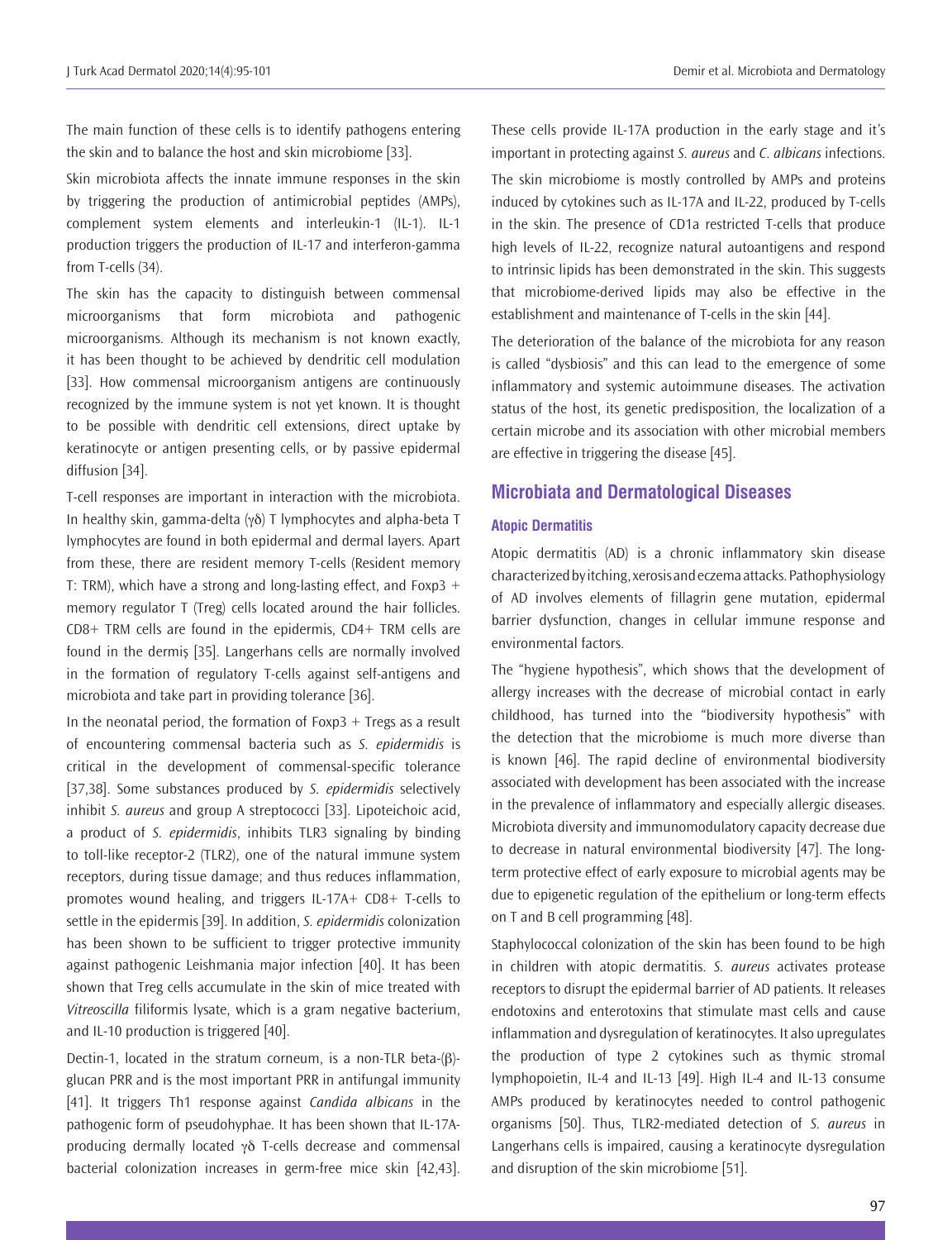The main function of these cells is to identify pathogens entering the skin and to balance the host and skin microbiome [33].

Skin microbiota affects the innate immune responses in the skin by triggering the production of antimicrobial peptides (AMPs), complement system elements and interleukin-1 (IL-1). IL-1 production triggers the production of IL-17 and interferon-gamma from T-cells (34).

The skin has the capacity to distinguish between commensal microorganisms that form microbiota and pathogenic microorganisms. Although its mechanism is not known exactly, it has been thought to be achieved by dendritic cell modulation [33]. How commensal microorganism antigens are continuously recognized by the immune system is not yet known. It is thought to be possible with dendritic cell extensions, direct uptake by keratinocyte or antigen presenting cells, or by passive epidermal diffusion [34].

T-cell responses are important in interaction with the microbiota. In healthy skin, gamma-delta (γδ) T lymphocytes and alpha-beta T lymphocytes are found in both epidermal and dermal layers. Apart from these, there are resident memory T-cells (Resident memory T: TRM), which have a strong and long-lasting effect, and Foxp3 + memory regulator T (Treg) cells located around the hair follicles. CD8+ TRM cells are found in the epidermis, CD4+ TRM cells are found in the dermiş [35]. Langerhans cells are normally involved in the formation of regulatory T-cells against self-antigens and microbiota and take part in providing tolerance [36].

In the neonatal period, the formation of Foxp3 + Tregs as a result of encountering commensal bacteria such as *S. epidermidis* is critical in the development of commensal-specific tolerance [37,38]. Some substances produced by *S. epidermidis* selectively inhibit *S. aureus* and group A streptococci [33]. Lipoteichoic acid, a product of *S. epidermidis*, inhibits TLR3 signaling by binding to toll-like receptor-2 (TLR2), one of the natural immune system receptors, during tissue damage; and thus reduces inflammation, promotes wound healing, and triggers IL-17A+ CD8+ T-cells to settle in the epidermis [39]. In addition, *S. epidermidis* colonization has been shown to be sufficient to trigger protective immunity against pathogenic Leishmania major infection [40]. It has been shown that Treg cells accumulate in the skin of mice treated with *Vitreoscilla* filiformis lysate, which is a gram negative bacterium, and IL-10 production is triggered [40].

Dectin-1, located in the stratum corneum, is a non-TLR beta-(β)-glucan PRR and is the most important PRR in antifungal immunity [41]. It triggers Th1 response against *Candida albicans* in the pathogenic form of pseudohyphae. It has been shown that IL-17A-producing dermally located γδ T-cells decrease and commensal bacterial colonization increases in germ-free mice skin [42,43]. These cells provide IL-17A production in the early stage and it's important in protecting against *S. aureus* and *C. albicans* infections.

The skin microbiome is mostly controlled by AMPs and proteins induced by cytokines such as IL-17A and IL-22, produced by T-cells in the skin. The presence of CD1a restricted T-cells that produce high levels of IL-22, recognize natural autoantigens and respond to intrinsic lipids has been demonstrated in the skin. This suggests that microbiome-derived lipids may also be effective in the establishment and maintenance of T-cells in the skin [44].

The deterioration of the balance of the microbiota for any reason is called "dysbiosis" and this can lead to the emergence of some inflammatory and systemic autoimmune diseases. The activation status of the host, its genetic predisposition, the localization of a certain microbe and its association with other microbial members are effective in triggering the disease [45].

## Microbiata and Dermatological Diseases

### Atopic Dermatitis

Atopic dermatitis (AD) is a chronic inflammatory skin disease characterized by itching, xerosis and eczema attacks. Pathophysiology of AD involves elements of fillagrin gene mutation, epidermal barrier dysfunction, changes in cellular immune response and environmental factors.

The "hygiene hypothesis", which shows that the development of allergy increases with the decrease of microbial contact in early childhood, has turned into the "biodiversity hypothesis" with the detection that the microbiome is much more diverse than is known [46]. The rapid decline of environmental biodiversity associated with development has been associated with the increase in the prevalence of inflammatory and especially allergic diseases. Microbiota diversity and immunomodulatory capacity decrease due to decrease in natural environmental biodiversity [47]. The long-term protective effect of early exposure to microbial agents may be due to epigenetic regulation of the epithelium or long-term effects on T and B cell programming [48].

Staphylococcal colonization of the skin has been found to be high in children with atopic dermatitis. *S. aureus* activates protease receptors to disrupt the epidermal barrier of AD patients. It releases endotoxins and enterotoxins that stimulate mast cells and cause inflammation and dysregulation of keratinocytes. It also upregulates the production of type 2 cytokines such as thymic stromal lymphopoietin, IL-4 and IL-13 [49]. High IL-4 and IL-13 consume AMPs produced by keratinocytes needed to control pathogenic organisms [50]. Thus, TLR2-mediated detection of *S. aureus* in Langerhans cells is impaired, causing a keratinocyte dysregulation and disruption of the skin microbiome [51].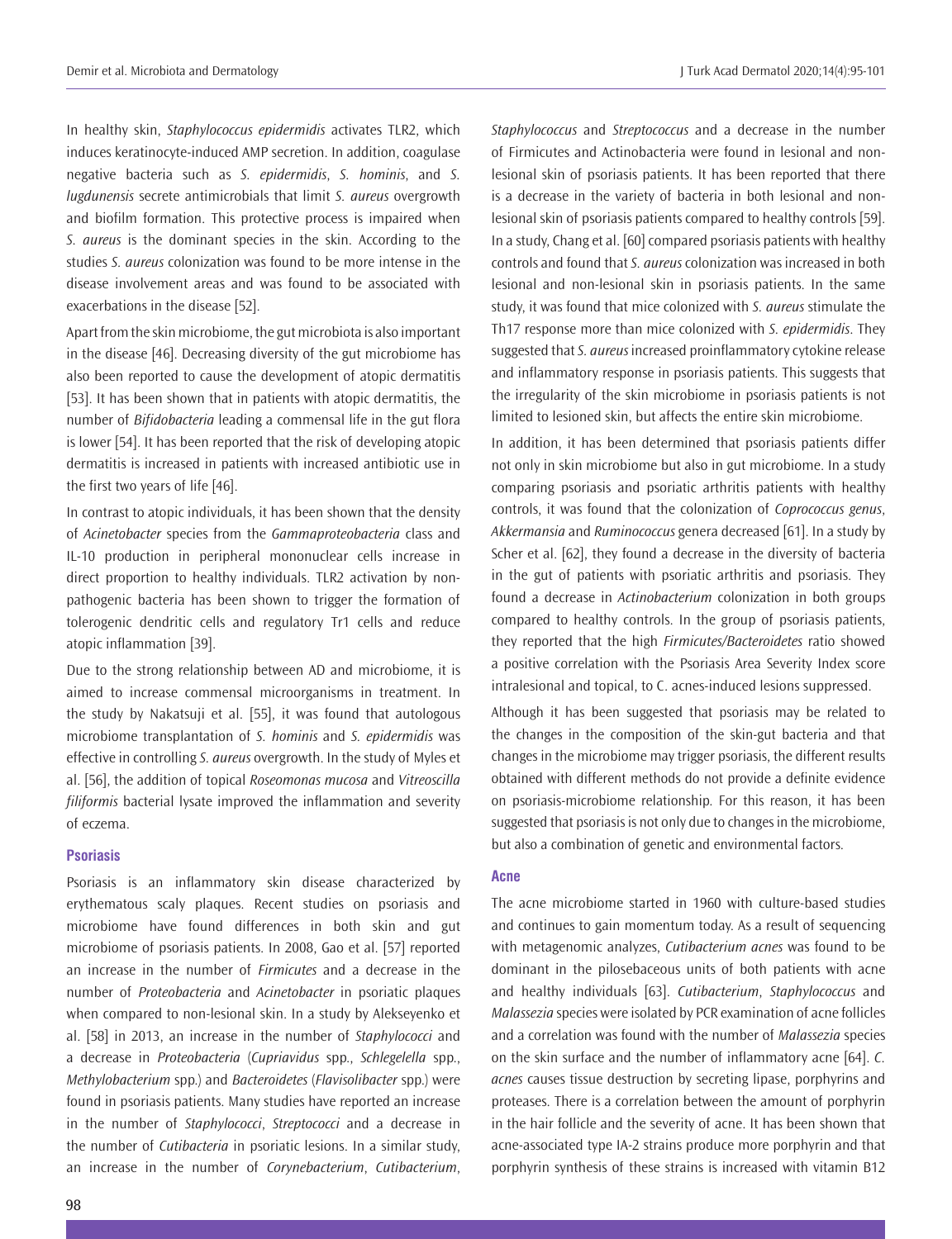In healthy skin, *Staphylococcus epidermidis* activates TLR2, which induces keratinocyte-induced AMP secretion. In addition, coagulase negative bacteria such as *S. epidermidis*, *S. hominis*, and *S. lugdunensis* secrete antimicrobials that limit *S. aureus* overgrowth and biofilm formation. This protective process is impaired when *S. aureus* is the dominant species in the skin. According to the studies *S. aureus* colonization was found to be more intense in the disease involvement areas and was found to be associated with exacerbations in the disease [52].

Apart from the skin microbiome, the gut microbiota is also important in the disease [46]. Decreasing diversity of the gut microbiome has also been reported to cause the development of atopic dermatitis [53]. It has been shown that in patients with atopic dermatitis, the number of *Bifidobacteria* leading a commensal life in the gut flora is lower [54]. It has been reported that the risk of developing atopic dermatitis is increased in patients with increased antibiotic use in the first two years of life [46].

In contrast to atopic individuals, it has been shown that the density of *Acinetobacter* species from the *Gammaproteobacteria* class and IL-10 production in peripheral mononuclear cells increase in direct proportion to healthy individuals. TLR2 activation by non-pathogenic bacteria has been shown to trigger the formation of tolerogenic dendritic cells and regulatory Tr1 cells and reduce atopic inflammation [39].

Due to the strong relationship between AD and microbiome, it is aimed to increase commensal microorganisms in treatment. In the study by Nakatsuji et al. [55], it was found that autologous microbiome transplantation of *S. hominis* and *S. epidermidis* was effective in controlling *S. aureus* overgrowth. In the study of Myles et al. [56], the addition of topical *Roseomonas mucosa* and *Vitreoscilla filiformis* bacterial lysate improved the inflammation and severity of eczema.

### Psoriasis

Psoriasis is an inflammatory skin disease characterized by erythematous scaly plaques. Recent studies on psoriasis and microbiome have found differences in both skin and gut microbiome of psoriasis patients. In 2008, Gao et al. [57] reported an increase in the number of *Firmicutes* and a decrease in the number of *Proteobacteria* and *Acinetobacter* in psoriatic plaques when compared to non-lesional skin. In a study by Alekseyenko et al. [58] in 2013, an increase in the number of *Staphylococci* and a decrease in *Proteobacteria* (*Cupriavidus* spp., *Schlegelella* spp., *Methylobacterium* spp.) and *Bacteroidetes* (*Flavisolibacter* spp.) were found in psoriasis patients. Many studies have reported an increase in the number of *Staphylococci*, *Streptococci* and a decrease in the number of *Cutibacteria* in psoriatic lesions. In a similar study, an increase in the number of *Corynebacterium*, *Cutibacterium*, *Staphylococcus* and *Streptococcus* and a decrease in the number of Firmicutes and Actinobacteria were found in lesional and non-lesional skin of psoriasis patients. It has been reported that there is a decrease in the variety of bacteria in both lesional and non-lesional skin of psoriasis patients compared to healthy controls [59]. In a study, Chang et al. [60] compared psoriasis patients with healthy controls and found that *S. aureus* colonization was increased in both lesional and non-lesional skin in psoriasis patients. In the same study, it was found that mice colonized with *S. aureus* stimulate the Th17 response more than mice colonized with *S. epidermidis*. They suggested that *S. aureus* increased proinflammatory cytokine release and inflammatory response in psoriasis patients. This suggests that the irregularity of the skin microbiome in psoriasis patients is not limited to lesioned skin, but affects the entire skin microbiome.

In addition, it has been determined that psoriasis patients differ not only in skin microbiome but also in gut microbiome. In a study comparing psoriasis and psoriatic arthritis patients with healthy controls, it was found that the colonization of *Coprococcus genus*, *Akkermansia* and *Ruminococcus* genera decreased [61]. In a study by Scher et al. [62], they found a decrease in the diversity of bacteria in the gut of patients with psoriatic arthritis and psoriasis. They found a decrease in *Actinobacterium* colonization in both groups compared to healthy controls. In the group of psoriasis patients, they reported that the high *Firmicutes/Bacteroidetes* ratio showed a positive correlation with the Psoriasis Area Severity Index score intralesional and topical, to C. acnes-induced lesions suppressed.

Although it has been suggested that psoriasis may be related to the changes in the composition of the skin-gut bacteria and that changes in the microbiome may trigger psoriasis, the different results obtained with different methods do not provide a definite evidence on psoriasis-microbiome relationship. For this reason, it has been suggested that psoriasis is not only due to changes in the microbiome, but also a combination of genetic and environmental factors.

### Acne

The acne microbiome started in 1960 with culture-based studies and continues to gain momentum today. As a result of sequencing with metagenomic analyzes, *Cutibacterium acnes* was found to be dominant in the pilosebaceous units of both patients with acne and healthy individuals [63]. *Cutibacterium*, *Staphylococcus* and *Malassezia* species were isolated by PCR examination of acne follicles and a correlation was found with the number of *Malassezia* species on the skin surface and the number of inflammatory acne [64]. *C. acnes* causes tissue destruction by secreting lipase, porphyrins and proteases. There is a correlation between the amount of porphyrin in the hair follicle and the severity of acne. It has been shown that acne-associated type IA-2 strains produce more porphyrin and that porphyrin synthesis of these strains is increased with vitamin B12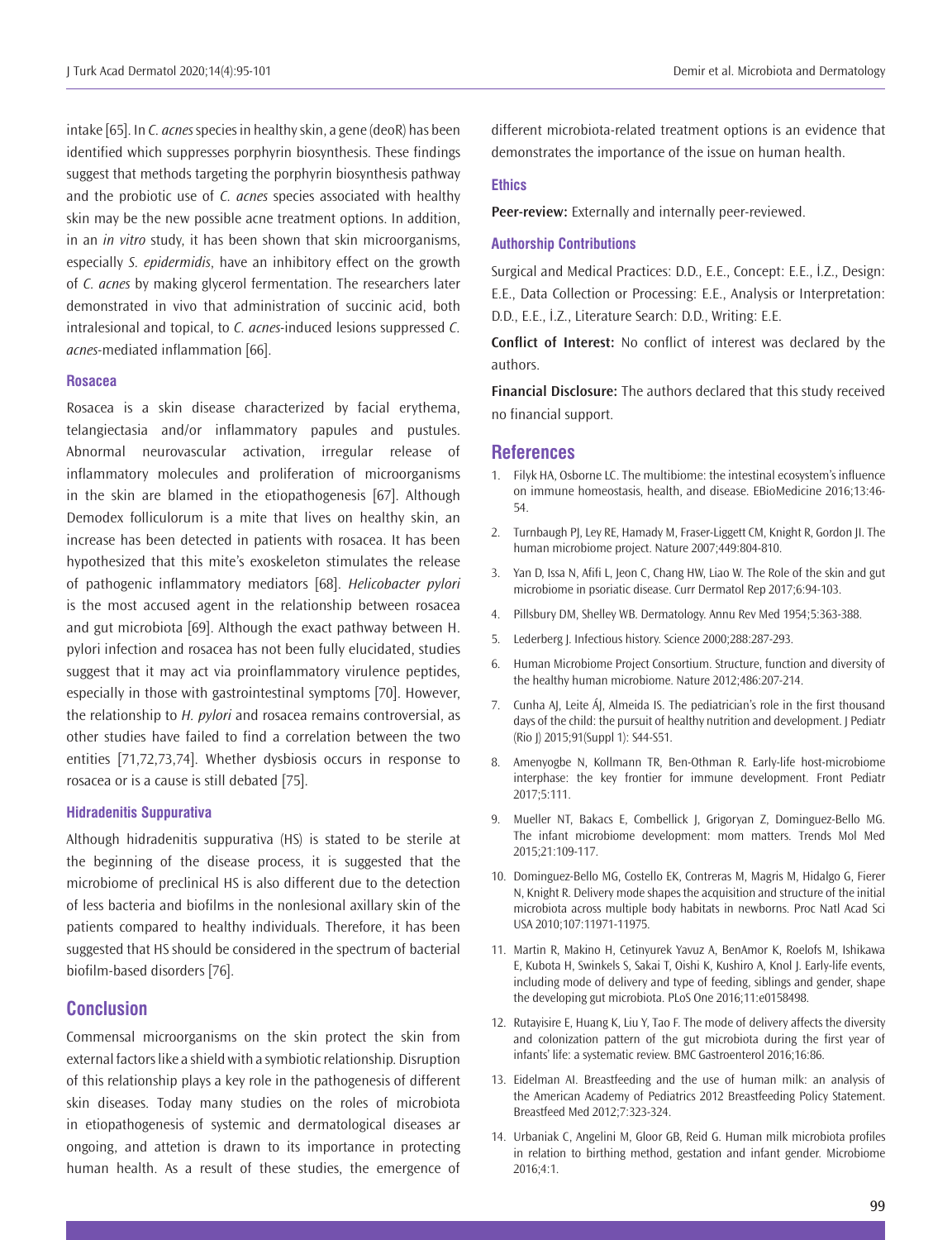intake [65]. In *C. acnes* species in healthy skin, a gene (deoR) has been identified which suppresses porphyrin biosynthesis. These findings suggest that methods targeting the porphyrin biosynthesis pathway and the probiotic use of *C. acnes* species associated with healthy skin may be the new possible acne treatment options. In addition, in an *in vitro* study, it has been shown that skin microorganisms, especially *S. epidermidis*, have an inhibitory effect on the growth of *C. acnes* by making glycerol fermentation. The researchers later demonstrated in vivo that administration of succinic acid, both intralesional and topical, to *C. acnes*-induced lesions suppressed *C. acnes*-mediated inflammation [66].

### Rosacea

Rosacea is a skin disease characterized by facial erythema, telangiectasia and/or inflammatory papules and pustules. Abnormal neurovascular activation, irregular release of inflammatory molecules and proliferation of microorganisms in the skin are blamed in the etiopathogenesis [67]. Although Demodex folliculorum is a mite that lives on healthy skin, an increase has been detected in patients with rosacea. It has been hypothesized that this mite's exoskeleton stimulates the release of pathogenic inflammatory mediators [68]. *Helicobacter pylori* is the most accused agent in the relationship between rosacea and gut microbiota [69]. Although the exact pathway between H. pylori infection and rosacea has not been fully elucidated, studies suggest that it may act via proinflammatory virulence peptides, especially in those with gastrointestinal symptoms [70]. However, the relationship to *H. pylori* and rosacea remains controversial, as other studies have failed to find a correlation between the two entities [71,72,73,74]. Whether dysbiosis occurs in response to rosacea or is a cause is still debated [75].

### Hidradenitis Suppurativa

Although hidradenitis suppurativa (HS) is stated to be sterile at the beginning of the disease process, it is suggested that the microbiome of preclinical HS is also different due to the detection of less bacteria and biofilms in the nonlesional axillary skin of the patients compared to healthy individuals. Therefore, it has been suggested that HS should be considered in the spectrum of bacterial biofilm-based disorders [76].

## Conclusion

Commensal microorganisms on the skin protect the skin from external factors like a shield with a symbiotic relationship. Disruption of this relationship plays a key role in the pathogenesis of different skin diseases. Today many studies on the roles of microbiota in etiopathogenesis of systemic and dermatological diseases ar ongoing, and attetion is drawn to its importance in protecting human health. As a result of these studies, the emergence of different microbiota-related treatment options is an evidence that demonstrates the importance of the issue on human health.

### Ethics

**Peer-review:** Externally and internally peer-reviewed.

### Authorship Contributions

Surgical and Medical Practices: D.D., E.E., Concept: E.E., İ.Z., Design: E.E., Data Collection or Processing: E.E., Analysis or Interpretation: D.D., E.E., İ.Z., Literature Search: D.D., Writing: E.E.

**Conflict of Interest:** No conflict of interest was declared by the authors.

**Financial Disclosure:** The authors declared that this study received no financial support.

## References

1. Filyk HA, Osborne LC. The multibiome: the intestinal ecosystem's influence on immune homeostasis, health, and disease. EBioMedicine 2016;13:46-54.
2. Turnbaugh PJ, Ley RE, Hamady M, Fraser-Liggett CM, Knight R, Gordon JI. The human microbiome project. Nature 2007;449:804-810.
3. Yan D, Issa N, Afifi L, Jeon C, Chang HW, Liao W. The Role of the skin and gut microbiome in psoriatic disease. Curr Dermatol Rep 2017;6:94-103.
4. Pillsbury DM, Shelley WB. Dermatology. Annu Rev Med 1954;5:363-388.
5. Lederberg J. Infectious history. Science 2000;288:287-293.
6. Human Microbiome Project Consortium. Structure, function and diversity of the healthy human microbiome. Nature 2012;486:207-214.
7. Cunha AJ, Leite ÁJ, Almeida IS. The pediatrician's role in the first thousand days of the child: the pursuit of healthy nutrition and development. J Pediatr (Rio J) 2015;91(Suppl 1): S44-S51.
8. Amenyogbe N, Kollmann TR, Ben-Othman R. Early-life host-microbiome interphase: the key frontier for immune development. Front Pediatr 2017;5:111.
9. Mueller NT, Bakacs E, Combellick J, Grigoryan Z, Dominguez-Bello MG. The infant microbiome development: mom matters. Trends Mol Med 2015;21:109-117.
10. Dominguez-Bello MG, Costello EK, Contreras M, Magris M, Hidalgo G, Fierer N, Knight R. Delivery mode shapes the acquisition and structure of the initial microbiota across multiple body habitats in newborns. Proc Natl Acad Sci USA 2010;107:11971-11975.
11. Martin R, Makino H, Cetinyurek Yavuz A, BenAmor K, Roelofs M, Ishikawa E, Kubota H, Swinkels S, Sakai T, Oishi K, Kushiro A, Knol J. Early-life events, including mode of delivery and type of feeding, siblings and gender, shape the developing gut microbiota. PLoS One 2016;11:e0158498.
12. Rutayisire E, Huang K, Liu Y, Tao F. The mode of delivery affects the diversity and colonization pattern of the gut microbiota during the first year of infants' life: a systematic review. BMC Gastroenterol 2016;16:86.
13. Eidelman AI. Breastfeeding and the use of human milk: an analysis of the American Academy of Pediatrics 2012 Breastfeeding Policy Statement. Breastfeed Med 2012;7:323-324.
14. Urbaniak C, Angelini M, Gloor GB, Reid G. Human milk microbiota profiles in relation to birthing method, gestation and infant gender. Microbiome 2016;4:1.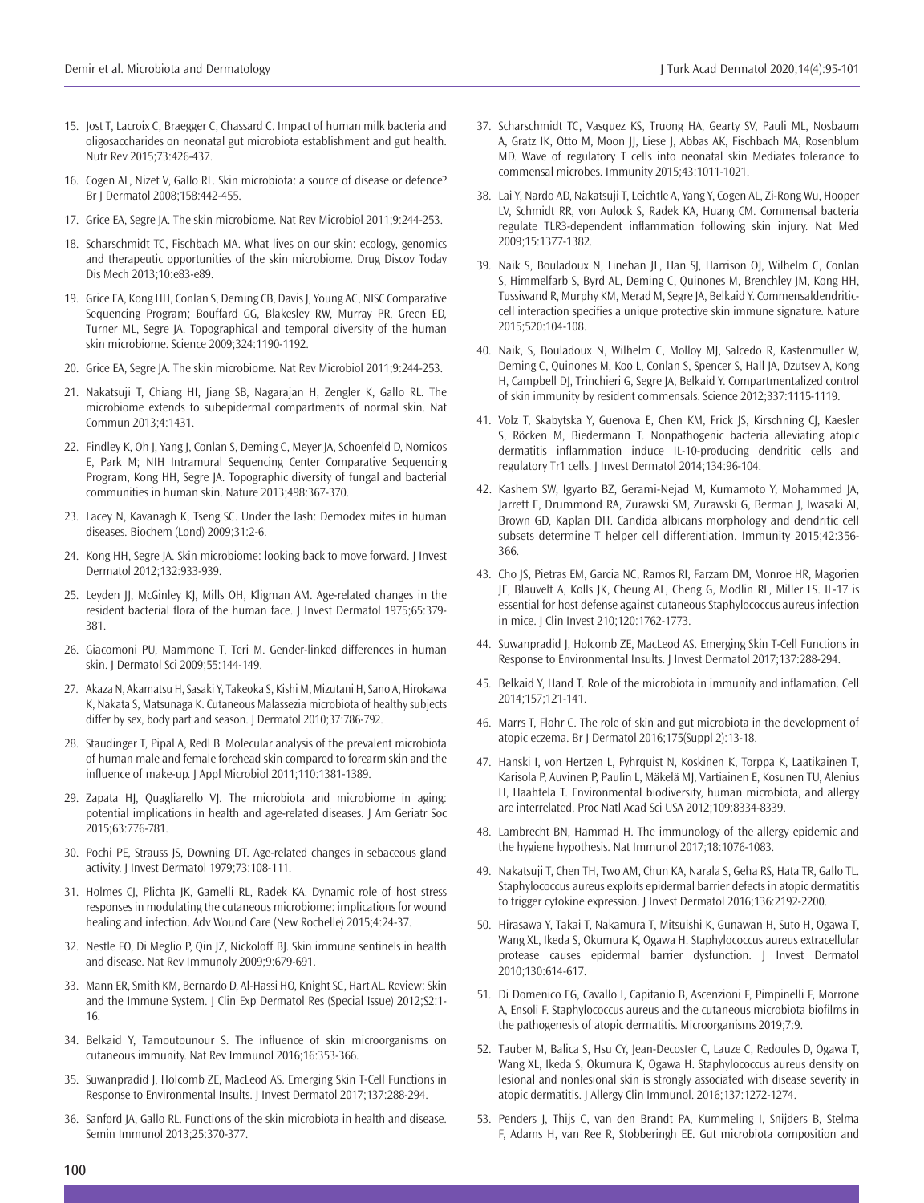15. Jost T, Lacroix C, Braegger C, Chassard C. Impact of human milk bacteria and oligosaccharides on neonatal gut microbiota establishment and gut health. Nutr Rev 2015;73:426-437.

16. Cogen AL, Nizet V, Gallo RL. Skin microbiota: a source of disease or defence? Br J Dermatol 2008;158:442-455.

17. Grice EA, Segre JA. The skin microbiome. Nat Rev Microbiol 2011;9:244-253.

18. Scharschmidt TC, Fischbach MA. What lives on our skin: ecology, genomics and therapeutic opportunities of the skin microbiome. Drug Discov Today Dis Mech 2013;10:e83-e89.

19. Grice EA, Kong HH, Conlan S, Deming CB, Davis J, Young AC, NISC Comparative Sequencing Program; Bouffard GG, Blakesley RW, Murray PR, Green ED, Turner ML, Segre JA. Topographical and temporal diversity of the human skin microbiome. Science 2009;324:1190-1192.

20. Grice EA, Segre JA. The skin microbiome. Nat Rev Microbiol 2011;9:244-253.

21. Nakatsuji T, Chiang HI, Jiang SB, Nagarajan H, Zengler K, Gallo RL. The microbiome extends to subepidermal compartments of normal skin. Nat Commun 2013;4:1431.

22. Findley K, Oh J, Yang J, Conlan S, Deming C, Meyer JA, Schoenfeld D, Nomicos E, Park M; NIH Intramural Sequencing Center Comparative Sequencing Program, Kong HH, Segre JA. Topographic diversity of fungal and bacterial communities in human skin. Nature 2013;498:367-370.

23. Lacey N, Kavanagh K, Tseng SC. Under the lash: Demodex mites in human diseases. Biochem (Lond) 2009;31:2-6.

24. Kong HH, Segre JA. Skin microbiome: looking back to move forward. J Invest Dermatol 2012;132:933-939.

25. Leyden JJ, McGinley KJ, Mills OH, Kligman AM. Age-related changes in the resident bacterial flora of the human face. J Invest Dermatol 1975;65:379-381.

26. Giacomoni PU, Mammone T, Teri M. Gender-linked differences in human skin. J Dermatol Sci 2009;55:144-149.

27. Akaza N, Akamatsu H, Sasaki Y, Takeoka S, Kishi M, Mizutani H, Sano A, Hirokawa K, Nakata S, Matsunaga K. Cutaneous Malassezia microbiota of healthy subjects differ by sex, body part and season. J Dermatol 2010;37:786-792.

28. Staudinger T, Pipal A, Redl B. Molecular analysis of the prevalent microbiota of human male and female forehead skin compared to forearm skin and the influence of make-up. J Appl Microbiol 2011;110:1381-1389.

29. Zapata HJ, Quagliarello VJ. The microbiota and microbiome in aging: potential implications in health and age-related diseases. J Am Geriatr Soc 2015;63:776-781.

30. Pochi PE, Strauss JS, Downing DT. Age-related changes in sebaceous gland activity. J Invest Dermatol 1979;73:108-111.

31. Holmes CJ, Plichta JK, Gamelli RL, Radek KA. Dynamic role of host stress responses in modulating the cutaneous microbiome: implications for wound healing and infection. Adv Wound Care (New Rochelle) 2015;4:24-37.

32. Nestle FO, Di Meglio P, Qin JZ, Nickoloff BJ. Skin immune sentinels in health and disease. Nat Rev Immunoly 2009;9:679-691.

33. Mann ER, Smith KM, Bernardo D, Al-Hassi HO, Knight SC, Hart AL. Review: Skin and the Immune System. J Clin Exp Dermatol Res (Special Issue) 2012;S2:1-16.

34. Belkaid Y, Tamoutounour S. The influence of skin microorganisms on cutaneous immunity. Nat Rev Immunol 2016;16:353-366.

35. Suwanpradid J, Holcomb ZE, MacLeod AS. Emerging Skin T-Cell Functions in Response to Environmental Insults. J Invest Dermatol 2017;137:288-294.

36. Sanford JA, Gallo RL. Functions of the skin microbiota in health and disease. Semin Immunol 2013;25:370-377.

37. Scharschmidt TC, Vasquez KS, Truong HA, Gearty SV, Pauli ML, Nosbaum A, Gratz IK, Otto M, Moon JJ, Liese J, Abbas AK, Fischbach MA, Rosenblum MD. Wave of regulatory T cells into neonatal skin Mediates tolerance to commensal microbes. Immunity 2015;43:1011-1021.

38. Lai Y, Nardo AD, Nakatsuji T, Leichtle A, Yang Y, Cogen AL, Zi-Rong Wu, Hooper LV, Schmidt RR, von Aulock S, Radek KA, Huang CM. Commensal bacteria regulate TLR3-dependent inflammation following skin injury. Nat Med 2009;15:1377-1382.

39. Naik S, Bouladoux N, Linehan JL, Han SJ, Harrison OJ, Wilhelm C, Conlan S, Himmelfarb S, Byrd AL, Deming C, Quinones M, Brenchley JM, Kong HH, Tussiwand R, Murphy KM, Merad M, Segre JA, Belkaid Y. Commensaldendritic-cell interaction specifies a unique protective skin immune signature. Nature 2015;520:104-108.

40. Naik, S, Bouladoux N, Wilhelm C, Molloy MJ, Salcedo R, Kastenmuller W, Deming C, Quinones M, Koo L, Conlan S, Spencer S, Hall JA, Dzutsev A, Kong H, Campbell DJ, Trinchieri G, Segre JA, Belkaid Y. Compartmentalized control of skin immunity by resident commensals. Science 2012;337:1115-1119.

41. Volz T, Skabytska Y, Guenova E, Chen KM, Frick JS, Kirschning CJ, Kaesler S, Röcken M, Biedermann T. Nonpathogenic bacteria alleviating atopic dermatitis inflammation induce IL-10-producing dendritic cells and regulatory Tr1 cells. J Invest Dermatol 2014;134:96-104.

42. Kashem SW, Igyarto BZ, Gerami-Nejad M, Kumamoto Y, Mohammed JA, Jarrett E, Drummond RA, Zurawski SM, Zurawski G, Berman J, Iwasaki AI, Brown GD, Kaplan DH. Candida albicans morphology and dendritic cell subsets determine T helper cell differentiation. Immunity 2015;42:356-366.

43. Cho JS, Pietras EM, Garcia NC, Ramos RI, Farzam DM, Monroe HR, Magorien JE, Blauvelt A, Kolls JK, Cheung AL, Cheng G, Modlin RL, Miller LS. IL-17 is essential for host defense against cutaneous Staphylococcus aureus infection in mice. J Clin Invest 210;120:1762-1773.

44. Suwanpradid J, Holcomb ZE, MacLeod AS. Emerging Skin T-Cell Functions in Response to Environmental Insults. J Invest Dermatol 2017;137:288-294.

45. Belkaid Y, Hand T. Role of the microbiota in immunity and inflamation. Cell 2014;157;121-141.

46. Marrs T, Flohr C. The role of skin and gut microbiota in the development of atopic eczema. Br J Dermatol 2016;175(Suppl 2):13-18.

47. Hanski I, von Hertzen L, Fyhrquist N, Koskinen K, Torppa K, Laatikainen T, Karisola P, Auvinen P, Paulin L, Mäkelä MJ, Vartiainen E, Kosunen TU, Alenius H, Haahtela T. Environmental biodiversity, human microbiota, and allergy are interrelated. Proc Natl Acad Sci USA 2012;109:8334-8339.

48. Lambrecht BN, Hammad H. The immunology of the allergy epidemic and the hygiene hypothesis. Nat Immunol 2017;18:1076-1083.

49. Nakatsuji T, Chen TH, Two AM, Chun KA, Narala S, Geha RS, Hata TR, Gallo TL. Staphylococcus aureus exploits epidermal barrier defects in atopic dermatitis to trigger cytokine expression. J Invest Dermatol 2016;136:2192-2200.

50. Hirasawa Y, Takai T, Nakamura T, Mitsuishi K, Gunawan H, Suto H, Ogawa T, Wang XL, Ikeda S, Okumura K, Ogawa H. Staphylococcus aureus extracellular protease causes epidermal barrier dysfunction. J Invest Dermatol 2010;130:614-617.

51. Di Domenico EG, Cavallo I, Capitanio B, Ascenzioni F, Pimpinelli F, Morrone A, Ensoli F. Staphylococcus aureus and the cutaneous microbiota biofilms in the pathogenesis of atopic dermatitis. Microorganisms 2019;7:9.

52. Tauber M, Balica S, Hsu CY, Jean-Decoster C, Lauze C, Redoules D, Ogawa T, Wang XL, Ikeda S, Okumura K, Ogawa H. Staphylococcus aureus density on lesional and nonlesional skin is strongly associated with disease severity in atopic dermatitis. J Allergy Clin Immunol. 2016;137:1272-1274.

53. Penders J, Thijs C, van den Brandt PA, Kummeling I, Snijders B, Stelma F, Adams H, van Ree R, Stobberingh EE. Gut microbiota composition and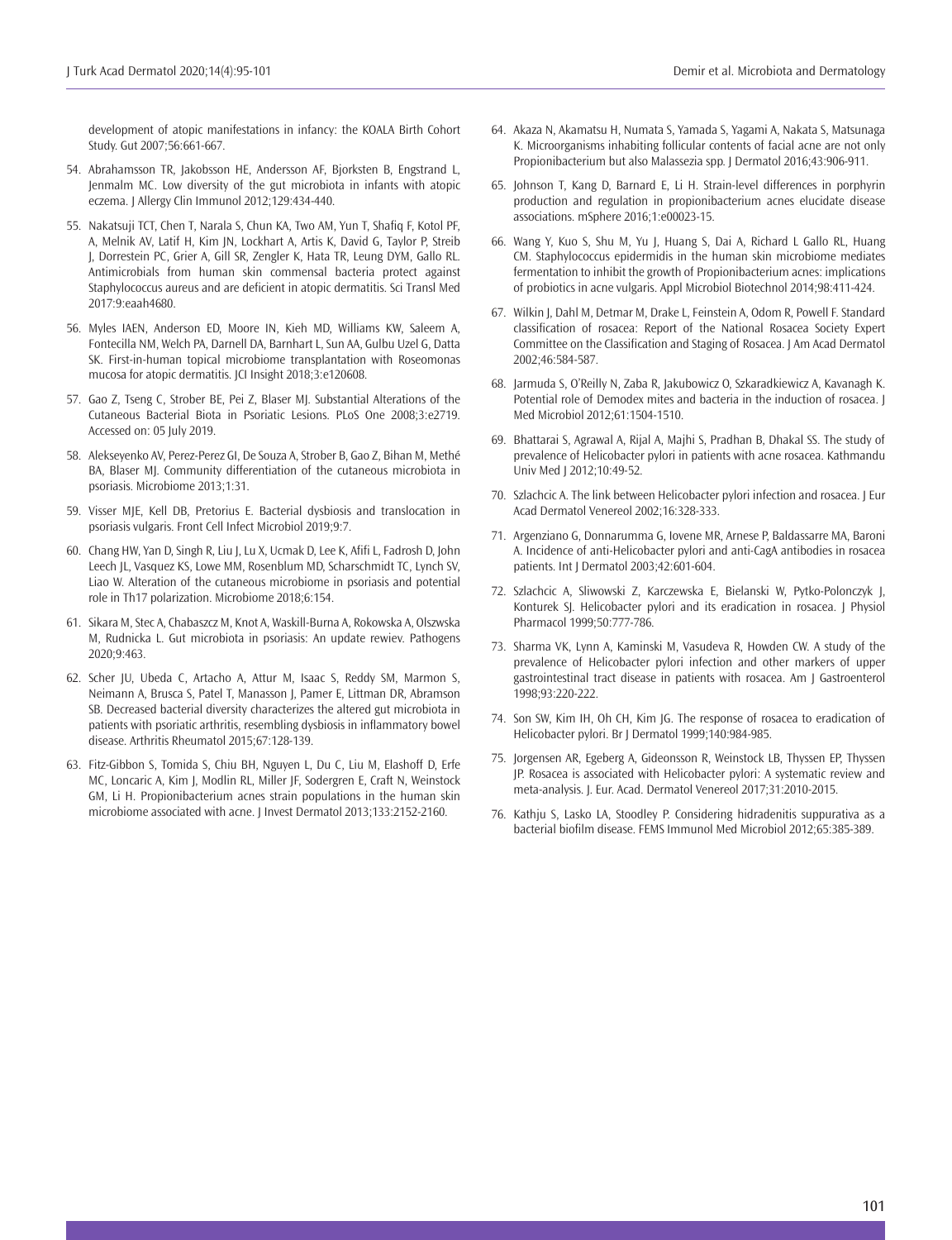development of atopic manifestations in infancy: the KOALA Birth Cohort Study. Gut 2007;56:661-667.

54. Abrahamsson TR, Jakobsson HE, Andersson AF, Bjorksten B, Engstrand L, Jenmalm MC. Low diversity of the gut microbiota in infants with atopic eczema. J Allergy Clin Immunol 2012;129:434-440.

55. Nakatsuji TCT, Chen T, Narala S, Chun KA, Two AM, Yun T, Shafiq F, Kotol PF, A, Melnik AV, Latif H, Kim JN, Lockhart A, Artis K, David G, Taylor P, Streib J, Dorrestein PC, Grier A, Gill SR, Zengler K, Hata TR, Leung DYM, Gallo RL. Antimicrobials from human skin commensal bacteria protect against Staphylococcus aureus and are deficient in atopic dermatitis. Sci Transl Med 2017:9:eaah4680.

56. Myles IAEN, Anderson ED, Moore IN, Kieh MD, Williams KW, Saleem A, Fontecilla NM, Welch PA, Darnell DA, Barnhart L, Sun AA, Gulbu Uzel G, Datta SK. First-in-human topical microbiome transplantation with Roseomonas mucosa for atopic dermatitis. JCI Insight 2018;3:e120608.

57. Gao Z, Tseng C, Strober BE, Pei Z, Blaser MJ. Substantial Alterations of the Cutaneous Bacterial Biota in Psoriatic Lesions. PLoS One 2008;3:e2719. Accessed on: 05 July 2019.

58. Alekseyenko AV, Perez-Perez GI, De Souza A, Strober B, Gao Z, Bihan M, Methé BA, Blaser MJ. Community differentiation of the cutaneous microbiota in psoriasis. Microbiome 2013;1:31.

59. Visser MJE, Kell DB, Pretorius E. Bacterial dysbiosis and translocation in psoriasis vulgaris. Front Cell Infect Microbiol 2019;9:7.

60. Chang HW, Yan D, Singh R, Liu J, Lu X, Ucmak D, Lee K, Afifi L, Fadrosh D, John Leech JL, Vasquez KS, Lowe MM, Rosenblum MD, Scharschmidt TC, Lynch SV, Liao W. Alteration of the cutaneous microbiome in psoriasis and potential role in Th17 polarization. Microbiome 2018;6:154.

61. Sikara M, Stec A, Chabaszcz M, Knot A, Waskill-Burna A, Rokowska A, Olszwska M, Rudnicka L. Gut microbiota in psoriasis: An update rewiev. Pathogens 2020;9:463.

62. Scher JU, Ubeda C, Artacho A, Attur M, Isaac S, Reddy SM, Marmon S, Neimann A, Brusca S, Patel T, Manasson J, Pamer E, Littman DR, Abramson SB. Decreased bacterial diversity characterizes the altered gut microbiota in patients with psoriatic arthritis, resembling dysbiosis in inflammatory bowel disease. Arthritis Rheumatol 2015;67:128-139.

63. Fitz-Gibbon S, Tomida S, Chiu BH, Nguyen L, Du C, Liu M, Elashoff D, Erfe MC, Loncaric A, Kim J, Modlin RL, Miller JF, Sodergren E, Craft N, Weinstock GM, Li H. Propionibacterium acnes strain populations in the human skin microbiome associated with acne. J Invest Dermatol 2013;133:2152-2160.

64. Akaza N, Akamatsu H, Numata S, Yamada S, Yagami A, Nakata S, Matsunaga K. Microorganisms inhabiting follicular contents of facial acne are not only Propionibacterium but also Malassezia spp. J Dermatol 2016;43:906-911.

65. Johnson T, Kang D, Barnard E, Li H. Strain-level differences in porphyrin production and regulation in propionibacterium acnes elucidate disease associations. mSphere 2016;1:e00023-15.

66. Wang Y, Kuo S, Shu M, Yu J, Huang S, Dai A, Richard L Gallo RL, Huang CM. Staphylococcus epidermidis in the human skin microbiome mediates fermentation to inhibit the growth of Propionibacterium acnes: implications of probiotics in acne vulgaris. Appl Microbiol Biotechnol 2014;98:411-424.

67. Wilkin J, Dahl M, Detmar M, Drake L, Feinstein A, Odom R, Powell F. Standard classification of rosacea: Report of the National Rosacea Society Expert Committee on the Classification and Staging of Rosacea. J Am Acad Dermatol 2002;46:584-587.

68. Jarmuda S, O'Reilly N, Zaba R, Jakubowicz O, Szkaradkiewicz A, Kavanagh K. Potential role of Demodex mites and bacteria in the induction of rosacea. J Med Microbiol 2012;61:1504-1510.

69. Bhattarai S, Agrawal A, Rijal A, Majhi S, Pradhan B, Dhakal SS. The study of prevalence of Helicobacter pylori in patients with acne rosacea. Kathmandu Univ Med J 2012;10:49-52.

70. Szlachcic A. The link between Helicobacter pylori infection and rosacea. J Eur Acad Dermatol Venereol 2002;16:328-333.

71. Argenziano G, Donnarumma G, Iovene MR, Arnese P, Baldassarre MA, Baroni A. Incidence of anti-Helicobacter pylori and anti-CagA antibodies in rosacea patients. Int J Dermatol 2003;42:601-604.

72. Szlachcic A, Sliwowski Z, Karczewska E, Bielanski W, Pytko-Polonczyk J, Konturek SJ. Helicobacter pylori and its eradication in rosacea. J Physiol Pharmacol 1999;50:777-786.

73. Sharma VK, Lynn A, Kaminski M, Vasudeva R, Howden CW. A study of the prevalence of Helicobacter pylori infection and other markers of upper gastrointestinal tract disease in patients with rosacea. Am J Gastroenterol 1998;93:220-222.

74. Son SW, Kim IH, Oh CH, Kim JG. The response of rosacea to eradication of Helicobacter pylori. Br J Dermatol 1999;140:984-985.

75. Jorgensen AR, Egeberg A, Gideonsson R, Weinstock LB, Thyssen EP, Thyssen JP. Rosacea is associated with Helicobacter pylori: A systematic review and meta-analysis. J. Eur. Acad. Dermatol Venereol 2017;31:2010-2015.

76. Kathju S, Lasko LA, Stoodley P. Considering hidradenitis suppurativa as a bacterial biofilm disease. FEMS Immunol Med Microbiol 2012;65:385-389.